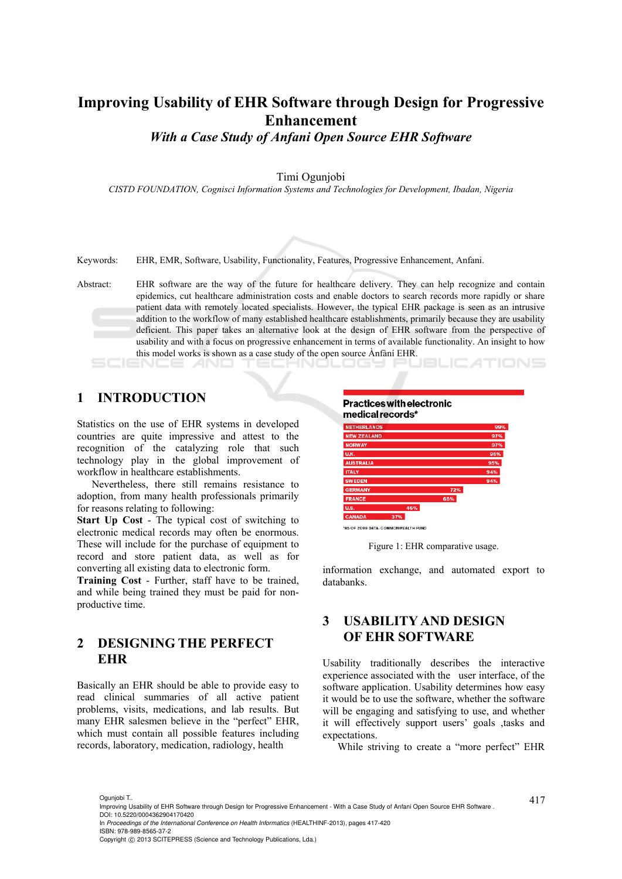# Improving Usability of EHR Software through Design for Progressive Enhancement

## *With a Case Study of Anfani Open Source EHR Software*

Timi Ogunjobi

*CISTD FOUNDATION, Cognisci Information Systems and Technologies for Development, Ibadan, Nigeria*

Keywords: EHR, EMR, Software, Usability, Functionality, Features, Progressive Enhancement, Anfani.

Abstract: EHR software are the way of the future for healthcare delivery. They can help recognize and contain epidemics, cut healthcare administration costs and enable doctors to search records more rapidly or share patient data with remotely located specialists. However, the typical EHR package is seen as an intrusive addition to the workflow of many established healthcare establishments, primarily because they are usability deficient. This paper takes an alternative look at the design of EHR software from the perspective of usability and with a focus on progressive enhancement in terms of available functionality. An insight to how this model works is shown as a case study of the open source Ànfàní EHR.

## 1 INTRODUCTION

Statistics on the use of EHR systems in developed countries are quite impressive and attest to the recognition of the catalyzing role that such technology play in the global improvement of workflow in healthcare establishments.

Nevertheless, there still remains resistance to adoption, from many health professionals primarily for reasons relating to following:

**Start Up Cost** - The typical cost of switching to electronic medical records may often be enormous. These will include for the purchase of equipment to record and store patient data, as well as for converting all existing data to electronic form.

**Training Cost** - Further, staff have to be trained, and while being trained they must be paid for non-productive time.

## 2 DESIGNING THE PERFECT EHR

Basically an EHR should be able to provide easy to read clinical summaries of all active patient problems, visits, medications, and lab results. But many EHR salesmen believe in the "perfect" EHR, which must contain all possible features including records, laboratory, medication, radiology, health information exchange, and automated export to databanks.

**Practices with electronic medical records***

| Country | Share |
|---|---|
| NETHERLANDS | 99% |
| NEW ZEALAND | 97% |
| NORWAY | 97% |
| U.K. | 96% |
| AUSTRALIA | 95% |
| ITALY | 94% |
| SWEDEN | 94% |
| GERMANY | 72% |
| FRANCE | 68% |
| U.S. | 46% |
| CANADA | 37% |

*AS OF 2009 DATA: COMMONWEALTH FUND

Figure 1: EHR comparative usage.

## 3 USABILITY AND DESIGN OF EHR SOFTWARE

Usability traditionally describes the interactive experience associated with the user interface, of the software application. Usability determines how easy it would be to use the software, whether the software will be engaging and satisfying to use, and whether it will effectively support users' goals ,tasks and expectations.

While striving to create a "more perfect" EHR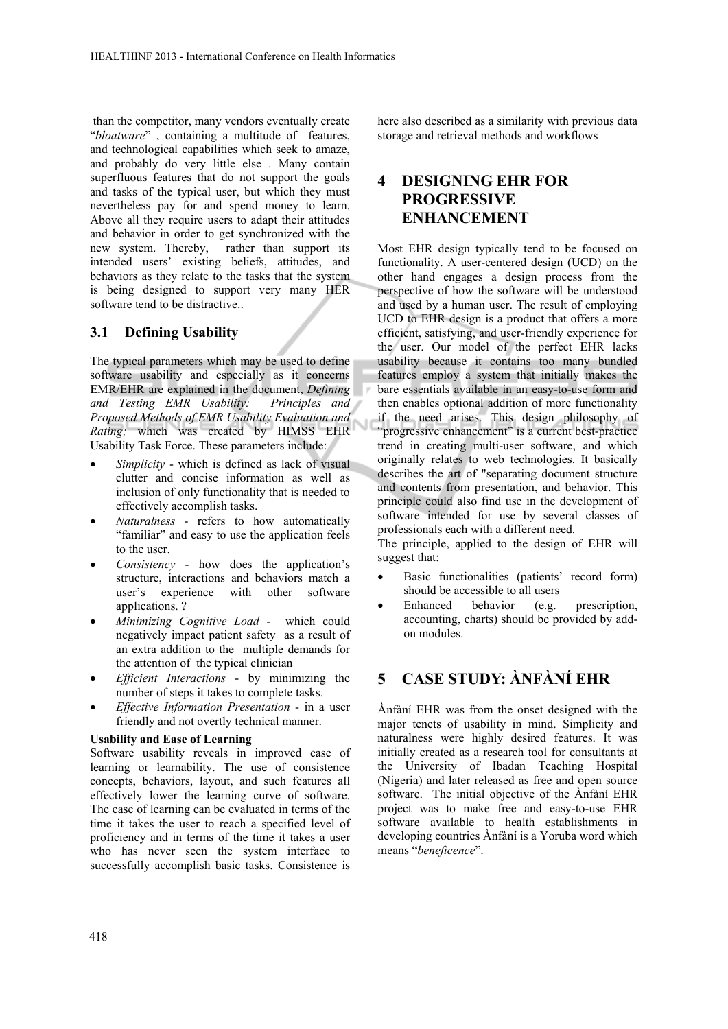than the competitor, many vendors eventually create "*bloatware*" , containing a multitude of features, and technological capabilities which seek to amaze, and probably do very little else . Many contain superfluous features that do not support the goals and tasks of the typical user, but which they must nevertheless pay for and spend money to learn. Above all they require users to adapt their attitudes and behavior in order to get synchronized with the new system. Thereby, rather than support its intended users' existing beliefs, attitudes, and behaviors as they relate to the tasks that the system is being designed to support very many HER software tend to be distractive..

### 3.1 Defining Usability

The typical parameters which may be used to define software usability and especially as it concerns EMR/EHR are explained in the document, *Defining and Testing EMR Usability: Principles and Proposed Methods of EMR Usability Evaluation and Rating,* which was created by HIMSS EHR Usability Task Force. These parameters include:

- *Simplicity* - which is defined as lack of visual clutter and concise information as well as inclusion of only functionality that is needed to effectively accomplish tasks.
- *Naturalness* - refers to how automatically "familiar" and easy to use the application feels to the user.
- *Consistency* - how does the application's structure, interactions and behaviors match a user's experience with other software applications. ?
- *Minimizing Cognitive Load* - which could negatively impact patient safety as a result of an extra addition to the multiple demands for the attention of the typical clinician
- *Efficient Interactions* - by minimizing the number of steps it takes to complete tasks.
- *Effective Information Presentation* - in a user friendly and not overtly technical manner.

**Usability and Ease of Learning**

Software usability reveals in improved ease of learning or learnability. The use of consistence concepts, behaviors, layout, and such features all effectively lower the learning curve of software. The ease of learning can be evaluated in terms of the time it takes the user to reach a specified level of proficiency and in terms of the time it takes a user who has never seen the system interface to successfully accomplish basic tasks. Consistence is here also described as a similarity with previous data storage and retrieval methods and workflows

## 4 DESIGNING EHR FOR PROGRESSIVE ENHANCEMENT

Most EHR design typically tend to be focused on functionality. A user-centered design (UCD) on the other hand engages a design process from the perspective of how the software will be understood and used by a human user. The result of employing UCD to EHR design is a product that offers a more efficient, satisfying, and user-friendly experience for the user. Our model of the perfect EHR lacks usability because it contains too many bundled features employ a system that initially makes the bare essentials available in an easy-to-use form and then enables optional addition of more functionality if the need arises. This design philosophy of "progressive enhancement" is a current best-practice trend in creating multi-user software, and which originally relates to web technologies. It basically describes the art of "separating document structure and contents from presentation, and behavior. This principle could also find use in the development of software intended for use by several classes of professionals each with a different need.

The principle, applied to the design of EHR will suggest that:

- Basic functionalities (patients' record form) should be accessible to all users
- Enhanced behavior (e.g. prescription, accounting, charts) should be provided by add-on modules.

## 5 CASE STUDY: ÀNFÀNÍ EHR

Ànfàní EHR was from the onset designed with the major tenets of usability in mind. Simplicity and naturalness were highly desired features. It was initially created as a research tool for consultants at the University of Ibadan Teaching Hospital (Nigeria) and later released as free and open source software. The initial objective of the Ànfàní EHR project was to make free and easy-to-use EHR software available to health establishments in developing countries Ànfàní is a Yoruba word which means "*beneficence*".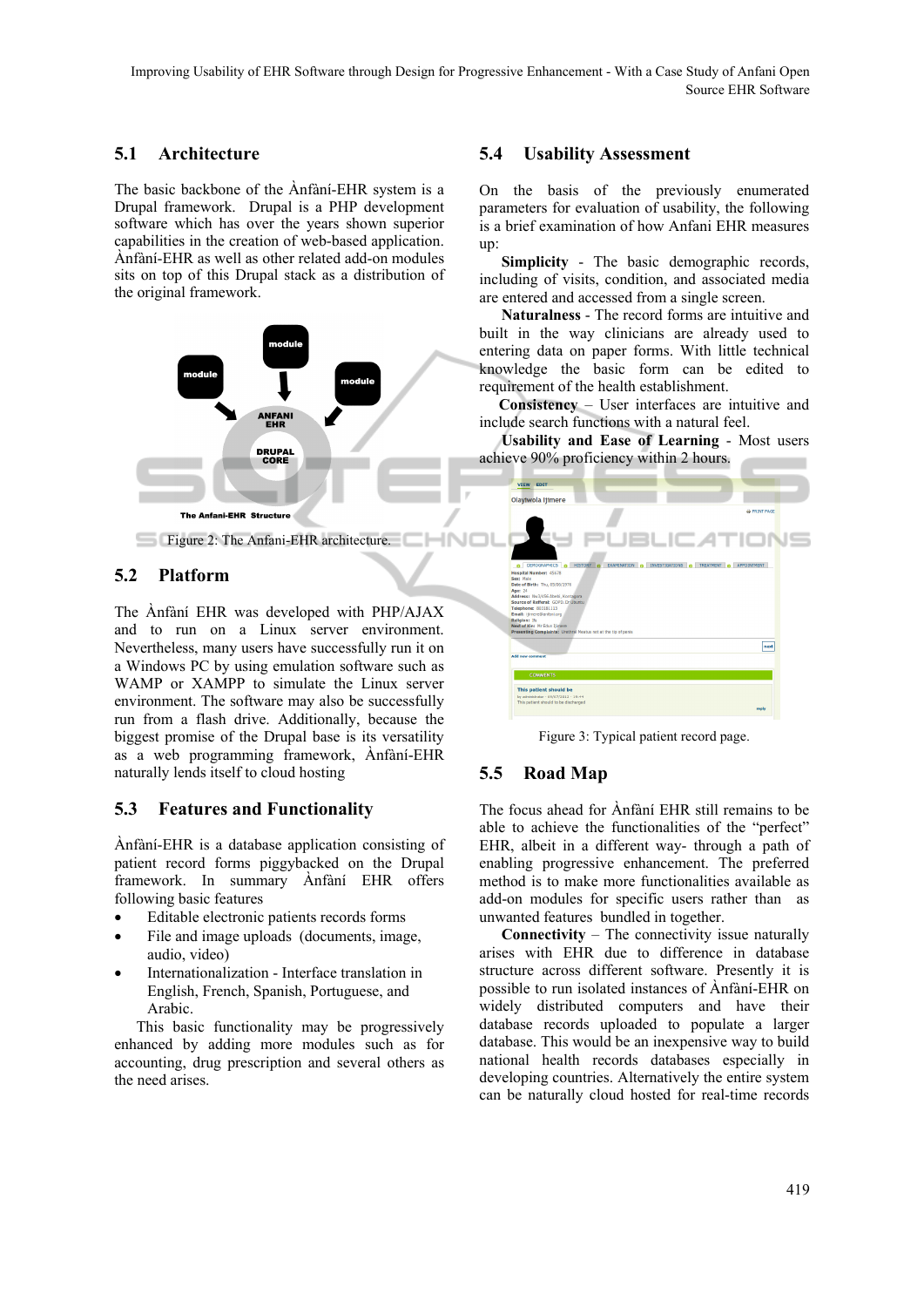## 5.1 Architecture

The basic backbone of the Ànfàní-EHR system is a Drupal framework. Drupal is a PHP development software which has over the years shown superior capabilities in the creation of web-based application. Ànfàní-EHR as well as other related add-on modules sits on top of this Drupal stack as a distribution of the original framework.

Figure 2: The Anfani-EHR architecture.

## 5.2 Platform

The Ànfàní EHR was developed with PHP/AJAX and to run on a Linux server environment. Nevertheless, many users have successfully run it on a Windows PC by using emulation software such as WAMP or XAMPP to simulate the Linux server environment. The software may also be successfully run from a flash drive. Additionally, because the biggest promise of the Drupal base is its versatility as a web programming framework, Ànfàní-EHR naturally lends itself to cloud hosting

## 5.3 Features and Functionality

Ànfàní-EHR is a database application consisting of patient record forms piggybacked on the Drupal framework. In summary Ànfàní EHR offers following basic features

- Editable electronic patients records forms
- File and image uploads (documents, image, audio, video)
- Internationalization - Interface translation in English, French, Spanish, Portuguese, and Arabic.

This basic functionality may be progressively enhanced by adding more modules such as for accounting, drug prescription and several others as the need arises.

## 5.4 Usability Assessment

On the basis of the previously enumerated parameters for evaluation of usability, the following is a brief examination of how Anfani EHR measures up:

**Simplicity** - The basic demographic records, including of visits, condition, and associated media are entered and accessed from a single screen.

**Naturalness** - The record forms are intuitive and built in the way clinicians are already used to entering data on paper forms. With little technical knowledge the basic form can be edited to requirement of the health establishment.

**Consistency** – User interfaces are intuitive and include search functions with a natural feel.

**Usability and Ease of Learning** - Most users achieve 90% proficiency within 2 hours.

Figure 3: Typical patient record page.

## 5.5 Road Map

The focus ahead for Ànfàní EHR still remains to be able to achieve the functionalities of the "perfect" EHR, albeit in a different way- through a path of enabling progressive enhancement. The preferred method is to make more functionalities available as add-on modules for specific users rather than as unwanted features bundled in together.

**Connectivity** – The connectivity issue naturally arises with EHR due to difference in database structure across different software. Presently it is possible to run isolated instances of Ànfàní-EHR on widely distributed computers and have their database records uploaded to populate a larger database. This would be an inexpensive way to build national health records databases especially in developing countries. Alternatively the entire system can be naturally cloud hosted for real-time records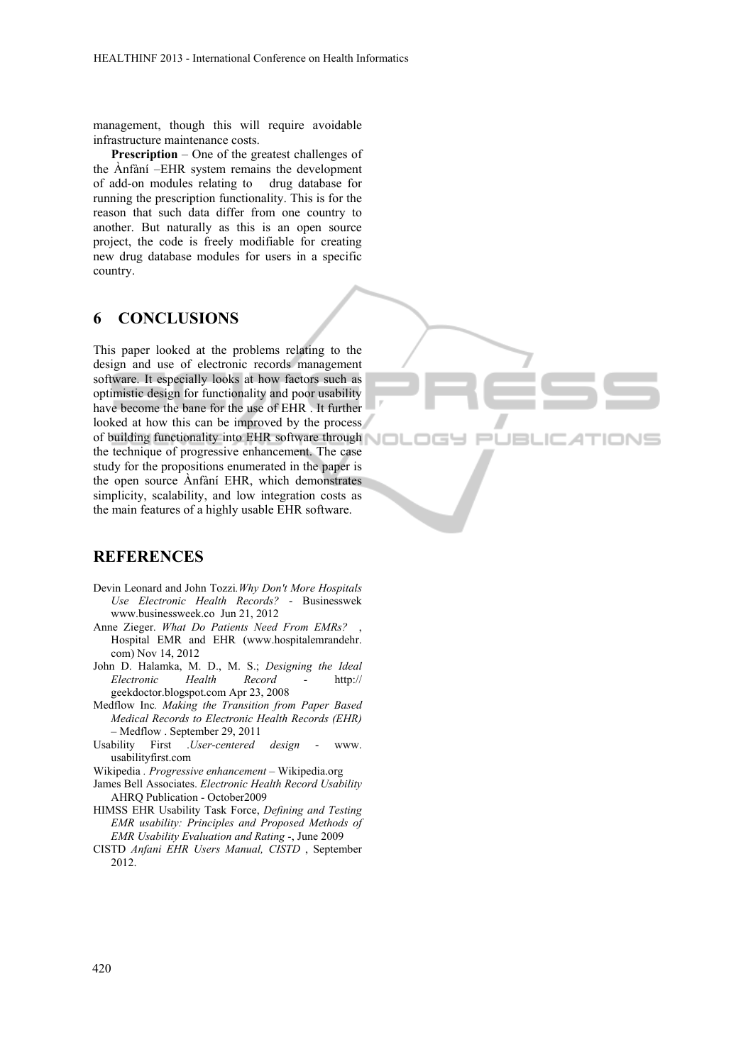management, though this will require avoidable infrastructure maintenance costs.

**Prescription** – One of the greatest challenges of the Ànfàní –EHR system remains the development of add-on modules relating to drug database for running the prescription functionality. This is for the reason that such data differ from one country to another. But naturally as this is an open source project, the code is freely modifiable for creating new drug database modules for users in a specific country.

## 6 CONCLUSIONS

This paper looked at the problems relating to the design and use of electronic records management software. It especially looks at how factors such as optimistic design for functionality and poor usability have become the bane for the use of EHR . It further looked at how this can be improved by the process of building functionality into EHR software through the technique of progressive enhancement. The case study for the propositions enumerated in the paper is the open source Ànfàní EHR, which demonstrates simplicity, scalability, and low integration costs as the main features of a highly usable EHR software.

## REFERENCES

Devin Leonard and John Tozzi. *Why Don't More Hospitals Use Electronic Health Records?* - Businesswek www.businessweek.co Jun 21, 2012

Anne Zieger. *What Do Patients Need From EMRs?* , Hospital EMR and EHR (www.hospitalemrandehr.com) Nov 14, 2012

John D. Halamka, M. D., M. S.; *Designing the Ideal Electronic Health Record* - http://geekdoctor.blogspot.com Apr 23, 2008

Medflow Inc. *Making the Transition from Paper Based Medical Records to Electronic Health Records (EHR)* – Medflow . September 29, 2011

Usability First .*User-centered design* - www.usabilityfirst.com

Wikipedia . *Progressive enhancement* – Wikipedia.org

James Bell Associates. *Electronic Health Record Usability* AHRQ Publication - October2009

HIMSS EHR Usability Task Force, *Defining and Testing EMR usability: Principles and Proposed Methods of EMR Usability Evaluation and Rating* -, June 2009

CISTD *Anfani EHR Users Manual, CISTD* , September 2012.